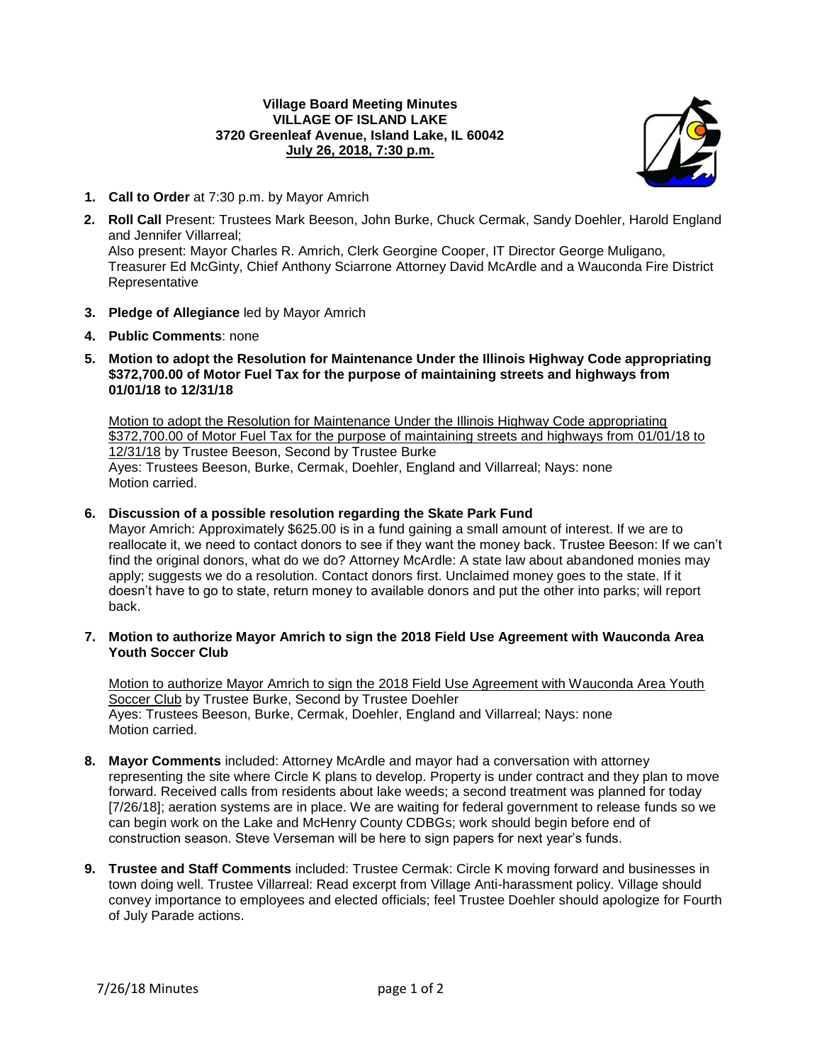**Village Board Meeting Minutes**
**VILLAGE OF ISLAND LAKE**
**3720 Greenleaf Avenue, Island Lake, IL 60042**
**July 26, 2018, 7:30 p.m.**

1. **Call to Order** at 7:30 p.m. by Mayor Amrich

2. **Roll Call** Present: Trustees Mark Beeson, John Burke, Chuck Cermak, Sandy Doehler, Harold England and Jennifer Villarreal;
Also present: Mayor Charles R. Amrich, Clerk Georgine Cooper, IT Director George Muligano, Treasurer Ed McGinty, Chief Anthony Sciarrone Attorney David McArdle and a Wauconda Fire District Representative

3. **Pledge of Allegiance** led by Mayor Amrich

4. **Public Comments**: none

5. **Motion to adopt the Resolution for Maintenance Under the Illinois Highway Code appropriating $372,700.00 of Motor Fuel Tax for the purpose of maintaining streets and highways from 01/01/18 to 12/31/18**

   Motion to adopt the Resolution for Maintenance Under the Illinois Highway Code appropriating $372,700.00 of Motor Fuel Tax for the purpose of maintaining streets and highways from 01/01/18 to 12/31/18 by Trustee Beeson, Second by Trustee Burke
   Ayes: Trustees Beeson, Burke, Cermak, Doehler, England and Villarreal; Nays: none
   Motion carried.

6. **Discussion of a possible resolution regarding the Skate Park Fund**
   Mayor Amrich: Approximately $625.00 is in a fund gaining a small amount of interest. If we are to reallocate it, we need to contact donors to see if they want the money back. Trustee Beeson: If we can't find the original donors, what do we do? Attorney McArdle: A state law about abandoned monies may apply; suggests we do a resolution. Contact donors first. Unclaimed money goes to the state. If it doesn't have to go to state, return money to available donors and put the other into parks; will report back.

7. **Motion to authorize Mayor Amrich to sign the 2018 Field Use Agreement with Wauconda Area Youth Soccer Club**

   Motion to authorize Mayor Amrich to sign the 2018 Field Use Agreement with Wauconda Area Youth Soccer Club by Trustee Burke, Second by Trustee Doehler
   Ayes: Trustees Beeson, Burke, Cermak, Doehler, England and Villarreal; Nays: none
   Motion carried.

8. **Mayor Comments** included: Attorney McArdle and mayor had a conversation with attorney representing the site where Circle K plans to develop. Property is under contract and they plan to move forward. Received calls from residents about lake weeds; a second treatment was planned for today [7/26/18]; aeration systems are in place. We are waiting for federal government to release funds so we can begin work on the Lake and McHenry County CDBGs; work should begin before end of construction season. Steve Verseman will be here to sign papers for next year's funds.

9. **Trustee and Staff Comments** included: Trustee Cermak: Circle K moving forward and businesses in town doing well. Trustee Villarreal: Read excerpt from Village Anti-harassment policy. Village should convey importance to employees and elected officials; feel Trustee Doehler should apologize for Fourth of July Parade actions.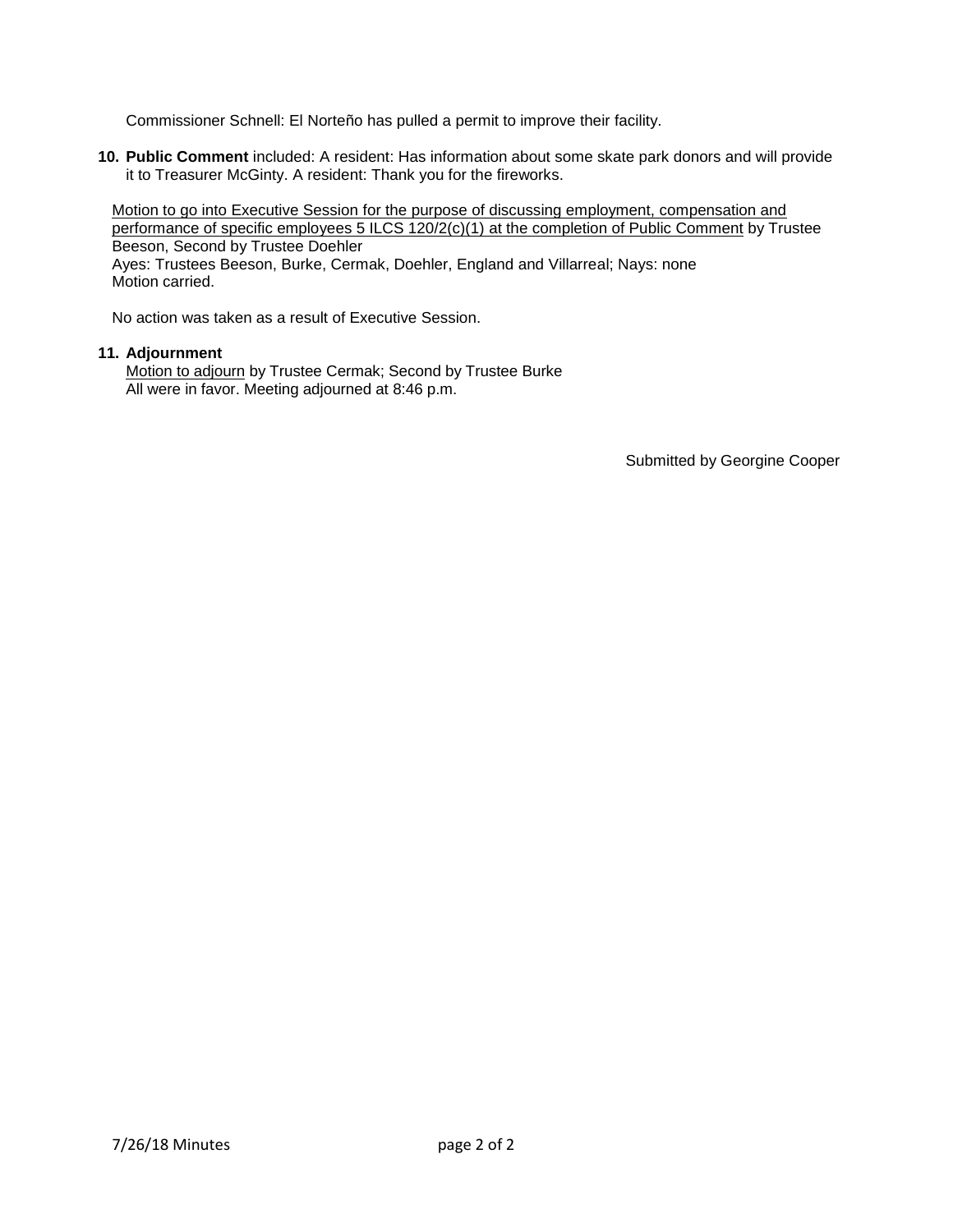Commissioner Schnell: El Norteño has pulled a permit to improve their facility.

**10. Public Comment** included: A resident: Has information about some skate park donors and will provide it to Treasurer McGinty. A resident: Thank you for the fireworks.

Motion to go into Executive Session for the purpose of discussing employment, compensation and performance of specific employees 5 ILCS 120/2(c)(1) at the completion of Public Comment by Trustee Beeson, Second by Trustee Doehler
Ayes: Trustees Beeson, Burke, Cermak, Doehler, England and Villarreal; Nays: none
Motion carried.

No action was taken as a result of Executive Session.

**11. Adjournment**
Motion to adjourn by Trustee Cermak; Second by Trustee Burke
All were in favor. Meeting adjourned at 8:46 p.m.

Submitted by Georgine Cooper